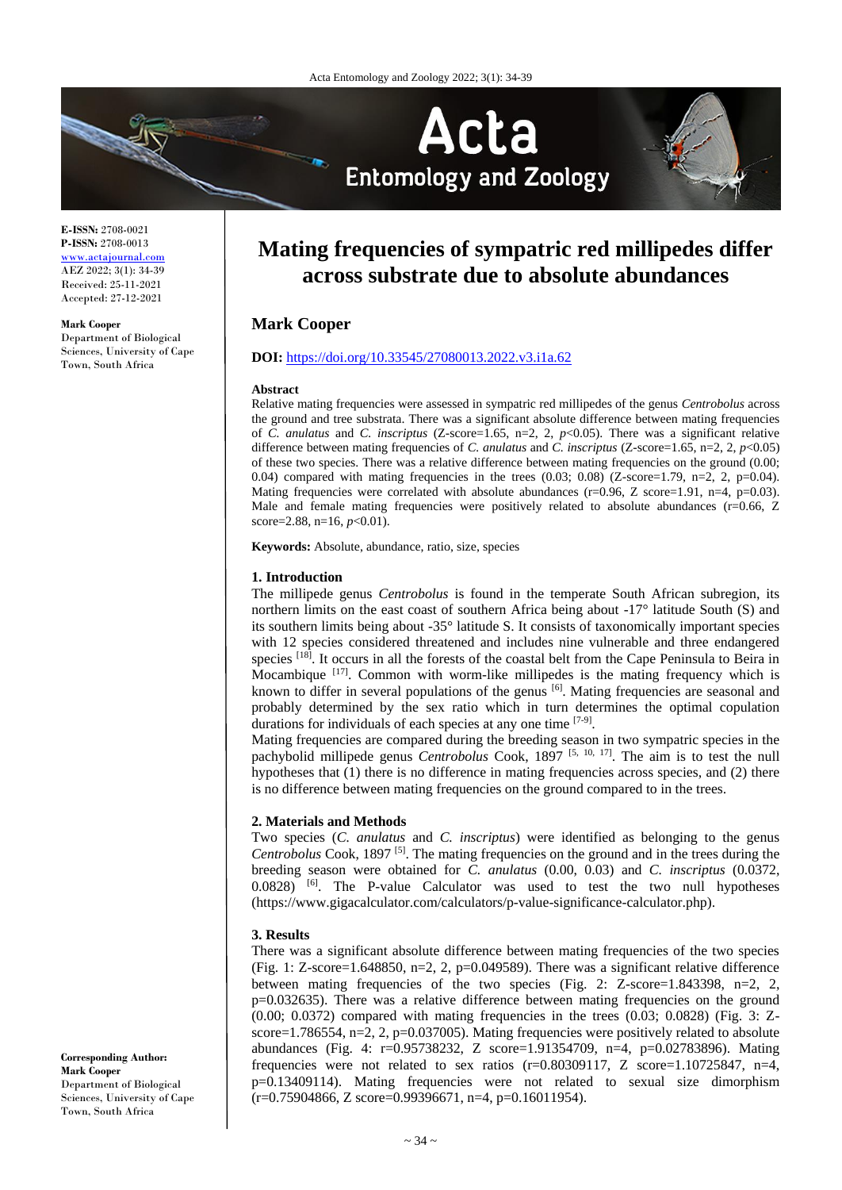# Mating frequencies of sympatric red millipedes differ across substrate due to absolute abundances

**E-ISSN:** 2708-0021
**P-ISSN:** 2708-0013
www.actajournal.com
AEZ 2022; 3(1): 34-39
Received: 25-11-2021
Accepted: 27-12-2021

**Mark Cooper**
Department of Biological Sciences, University of Cape Town, South Africa

**Corresponding Author:**
**Mark Cooper**
Department of Biological Sciences, University of Cape Town, South Africa

## Mark Cooper

**DOI:** https://doi.org/10.33545/27080013.2022.v3.i1a.62

### Abstract

Relative mating frequencies were assessed in sympatric red millipedes of the genus *Centrobolus* across the ground and tree substrata. There was a significant absolute difference between mating frequencies of *C. anulatus* and *C. inscriptus* (Z-score=1.65, n=2, 2, $p<0.05$). There was a significant relative difference between mating frequencies of *C. anulatus* and *C. inscriptus* (Z-score=1.65, n=2, 2, $p<0.05$) of these two species. There was a relative difference between mating frequencies on the ground (0.00; 0.04) compared with mating frequencies in the trees (0.03; 0.08) (Z-score=1.79, n=2, 2, p=0.04). Mating frequencies were correlated with absolute abundances (r=0.96, Z score=1.91, n=4, p=0.03). Male and female mating frequencies were positively related to absolute abundances (r=0.66, Z score=2.88, n=16, $p<0.01$).

**Keywords:** Absolute, abundance, ratio, size, species

### 1. Introduction

The millipede genus *Centrobolus* is found in the temperate South African subregion, its northern limits on the east coast of southern Africa being about -17° latitude South (S) and its southern limits being about -35° latitude S. It consists of taxonomically important species with 12 species considered threatened and includes nine vulnerable and three endangered species [18]. It occurs in all the forests of the coastal belt from the Cape Peninsula to Beira in Mocambique [17]. Common with worm-like millipedes is the mating frequency which is known to differ in several populations of the genus [6]. Mating frequencies are seasonal and probably determined by the sex ratio which in turn determines the optimal copulation durations for individuals of each species at any one time [7-9].

Mating frequencies are compared during the breeding season in two sympatric species in the pachybolid millipede genus *Centrobolus* Cook, 1897 [5, 10, 17]. The aim is to test the null hypotheses that (1) there is no difference in mating frequencies across species, and (2) there is no difference between mating frequencies on the ground compared to in the trees.

### 2. Materials and Methods

Two species (*C. anulatus* and *C. inscriptus*) were identified as belonging to the genus *Centrobolus* Cook, 1897 [5]. The mating frequencies on the ground and in the trees during the breeding season were obtained for *C. anulatus* (0.00, 0.03) and *C. inscriptus* (0.0372, 0.0828) [6]. The P-value Calculator was used to test the two null hypotheses (https://www.gigacalculator.com/calculators/p-value-significance-calculator.php).

### 3. Results

There was a significant absolute difference between mating frequencies of the two species (Fig. 1: Z-score=1.648850, n=2, 2, p=0.049589). There was a significant relative difference between mating frequencies of the two species (Fig. 2: Z-score=1.843398, n=2, 2, p=0.032635). There was a relative difference between mating frequencies on the ground (0.00; 0.0372) compared with mating frequencies in the trees (0.03; 0.0828) (Fig. 3: Z-score=1.786554, n=2, 2, p=0.037005). Mating frequencies were positively related to absolute abundances (Fig. 4: r=0.95738232, Z score=1.91354709, n=4, p=0.02783896). Mating frequencies were not related to sex ratios (r=0.80309117, Z score=1.10725847, n=4, p=0.13409114). Mating frequencies were not related to sexual size dimorphism (r=0.75904866, Z score=0.99396671, n=4, p=0.16011954).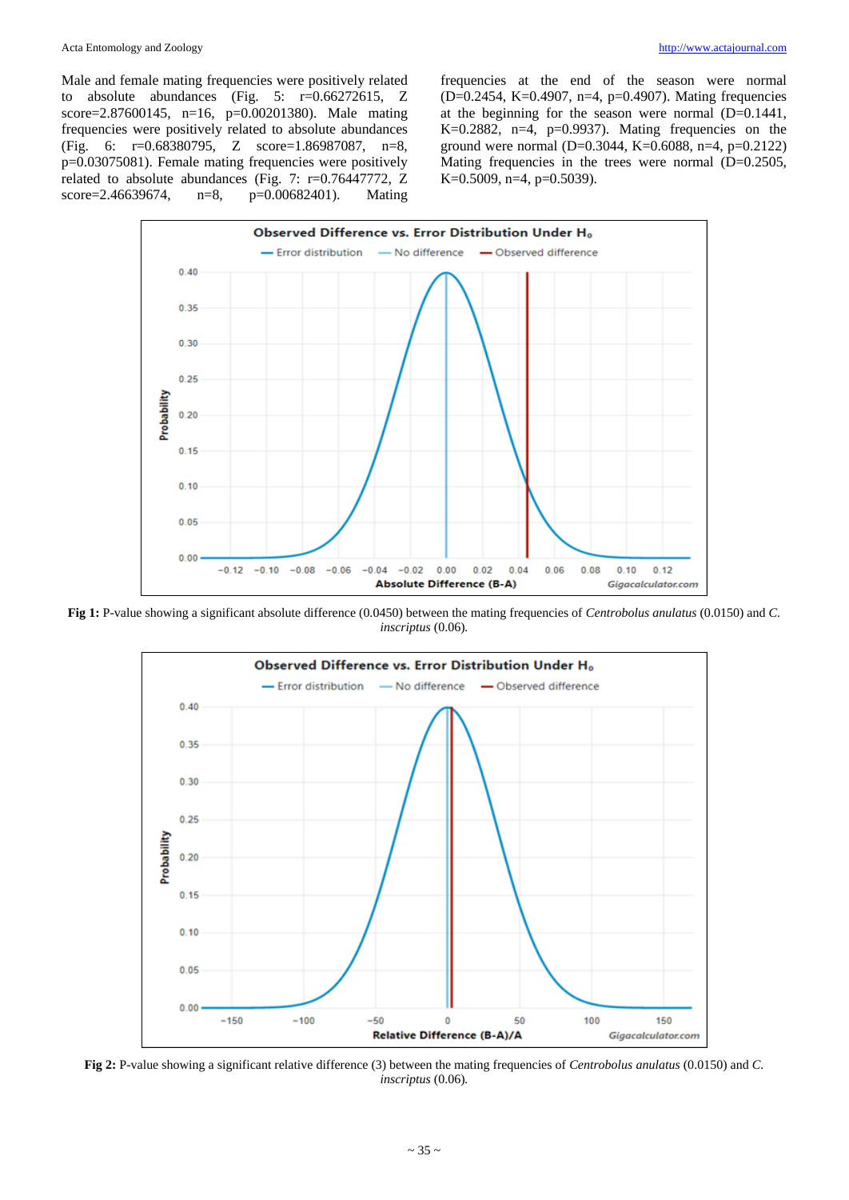Male and female mating frequencies were positively related to absolute abundances (Fig. 5: r=0.66272615, Z score=2.87600145, n=16, p=0.00201380). Male mating frequencies were positively related to absolute abundances (Fig. 6: r=0.68380795, Z score=1.86987087, n=8, p=0.03075081). Female mating frequencies were positively related to absolute abundances (Fig. 7: r=0.76447772, Z score=2.46639674, n=8, p=0.00682401). Mating frequencies at the end of the season were normal (D=0.2454, K=0.4907, n=4, p=0.4907). Mating frequencies at the beginning for the season were normal (D=0.1441, K=0.2882, n=4, p=0.9937). Mating frequencies on the ground were normal (D=0.3044, K=0.6088, n=4, p=0.2122) Mating frequencies in the trees were normal (D=0.2505, K=0.5009, n=4, p=0.5039).

**Fig 1:** P-value showing a significant absolute difference (0.0450) between the mating frequencies of *Centrobolus anulatus* (0.0150) and *C. inscriptus* (0.06).

**Fig 2:** P-value showing a significant relative difference (3) between the mating frequencies of *Centrobolus anulatus* (0.0150) and *C. inscriptus* (0.06).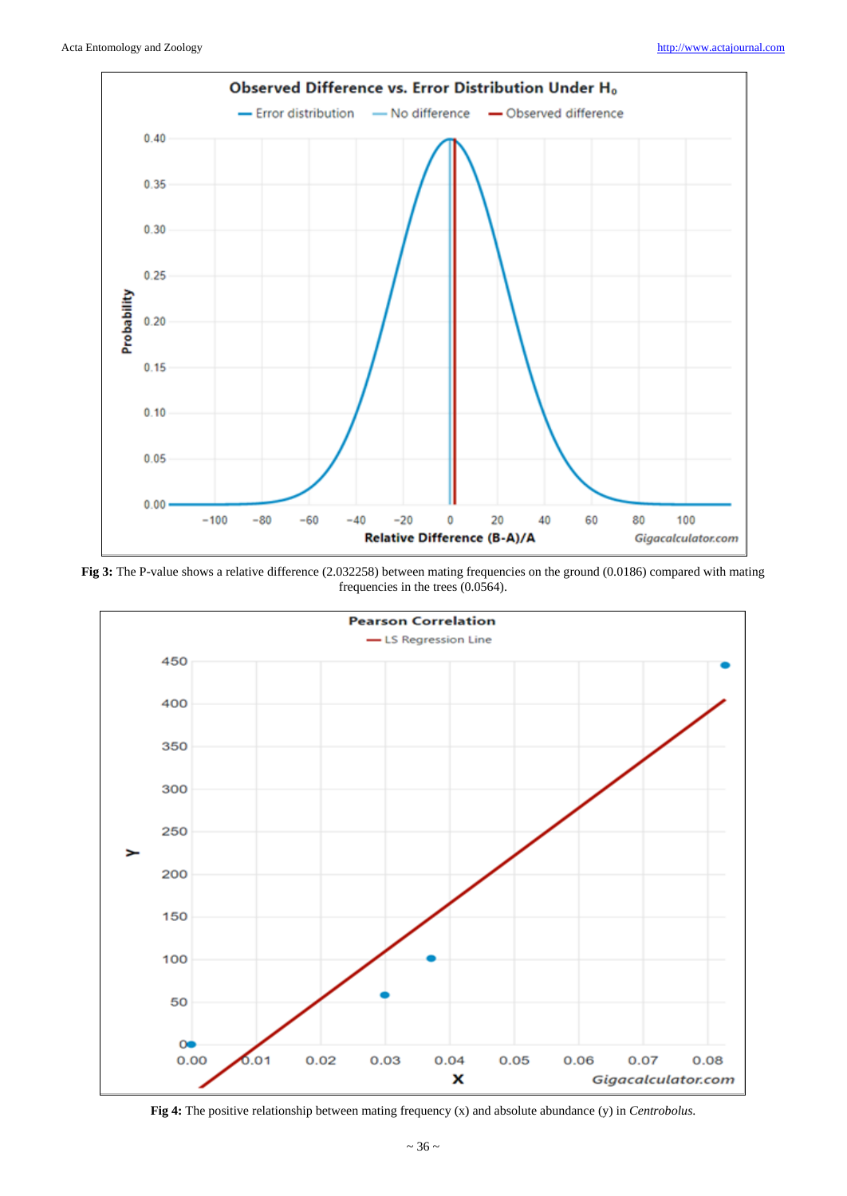**Fig 3:** The P-value shows a relative difference (2.032258) between mating frequencies on the ground (0.0186) compared with mating frequencies in the trees (0.0564).

**Fig 4:** The positive relationship between mating frequency (x) and absolute abundance (y) in *Centrobolus.*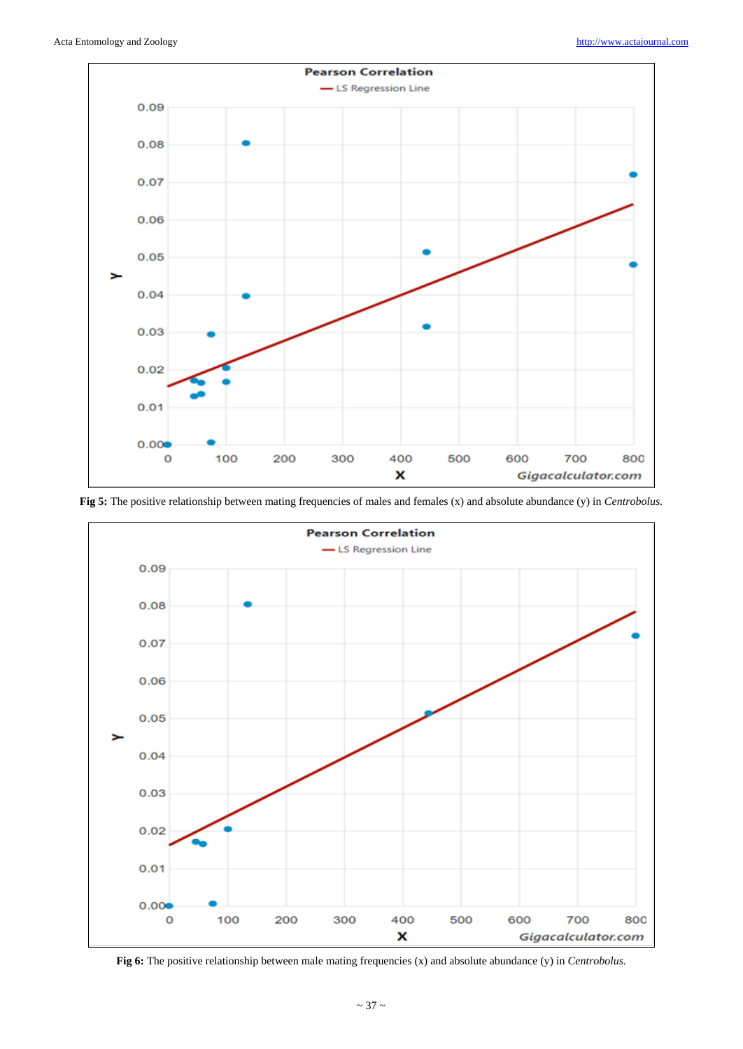**Fig 5:** The positive relationship between mating frequencies of males and females (x) and absolute abundance (y) in *Centrobolus.*

**Fig 6:** The positive relationship between male mating frequencies (x) and absolute abundance (y) in *Centrobolus.*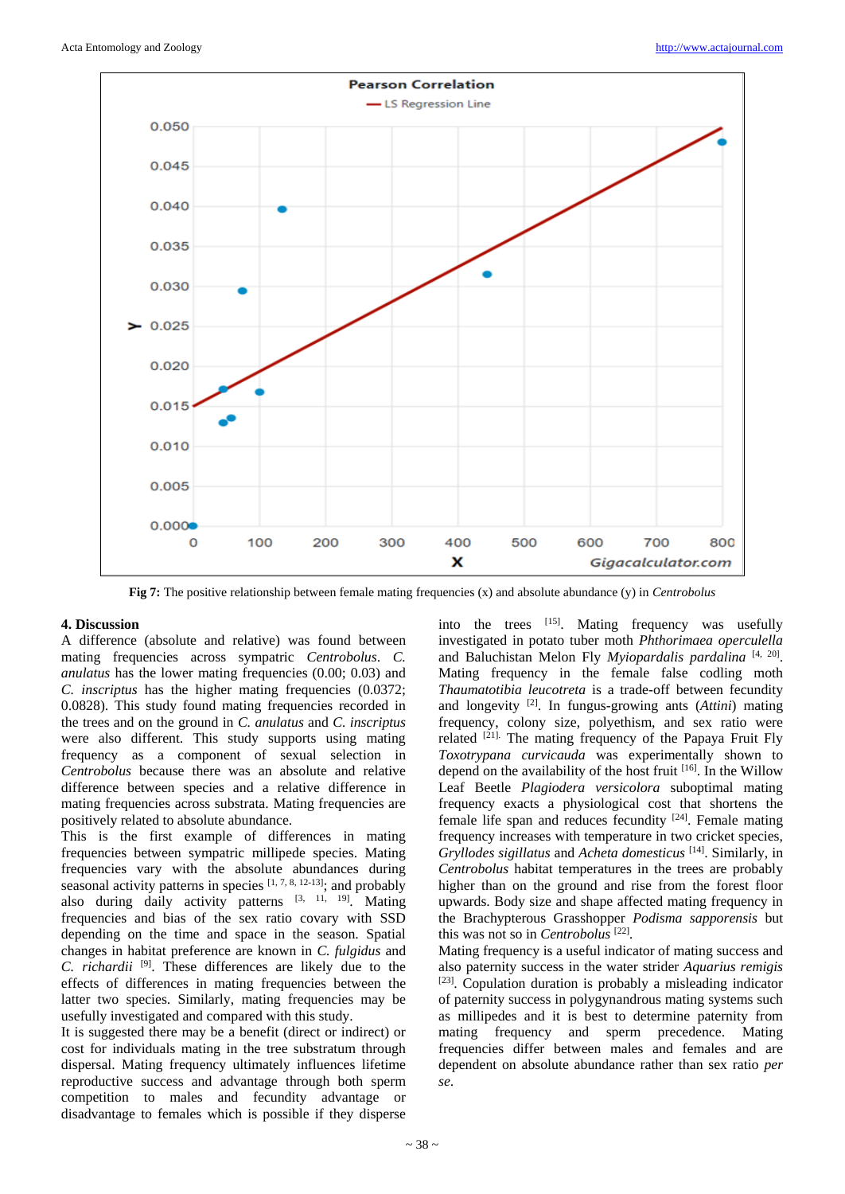Fig 7: The positive relationship between female mating frequencies (x) and absolute abundance (y) in *Centrobolus*

## 4. Discussion

A difference (absolute and relative) was found between mating frequencies across sympatric *Centrobolus*. *C. anulatus* has the lower mating frequencies (0.00; 0.03) and *C. inscriptus* has the higher mating frequencies (0.0372; 0.0828). This study found mating frequencies recorded in the trees and on the ground in *C. anulatus* and *C. inscriptus* were also different. This study supports using mating frequency as a component of sexual selection in *Centrobolus* because there was an absolute and relative difference between species and a relative difference in mating frequencies across substrata. Mating frequencies are positively related to absolute abundance.

This is the first example of differences in mating frequencies between sympatric millipede species. Mating frequencies vary with the absolute abundances during seasonal activity patterns in species [1, 7, 8, 12-13]; and probably also during daily activity patterns [3, 11, 19]. Mating frequencies and bias of the sex ratio covary with SSD depending on the time and space in the season. Spatial changes in habitat preference are known in *C. fulgidus* and *C. richardii* [9]. These differences are likely due to the effects of differences in mating frequencies between the latter two species. Similarly, mating frequencies may be usefully investigated and compared with this study.

It is suggested there may be a benefit (direct or indirect) or cost for individuals mating in the tree substratum through dispersal. Mating frequency ultimately influences lifetime reproductive success and advantage through both sperm competition to males and fecundity advantage or disadvantage to females which is possible if they disperse into the trees [15]. Mating frequency was usefully investigated in potato tuber moth *Phthorimaea operculella* and Baluchistan Melon Fly *Myiopardalis pardalina* [4, 20]. Mating frequency in the female false codling moth *Thaumatotibia leucotreta* is a trade-off between fecundity and longevity [2]. In fungus-growing ants (*Attini*) mating frequency, colony size, polyethism, and sex ratio were related [21]. The mating frequency of the Papaya Fruit Fly *Toxotrypana curvicauda* was experimentally shown to depend on the availability of the host fruit [16]. In the Willow Leaf Beetle *Plagiodera versicolora* suboptimal mating frequency exacts a physiological cost that shortens the female life span and reduces fecundity [24]. Female mating frequency increases with temperature in two cricket species, *Gryllodes sigillatus* and *Acheta domesticus* [14]. Similarly, in *Centrobolus* habitat temperatures in the trees are probably higher than on the ground and rise from the forest floor upwards. Body size and shape affected mating frequency in the Brachypterous Grasshopper *Podisma sapporensis* but this was not so in *Centrobolus* [22].

Mating frequency is a useful indicator of mating success and also paternity success in the water strider *Aquarius remigis* [23]. Copulation duration is probably a misleading indicator of paternity success in polygynandrous mating systems such as millipedes and it is best to determine paternity from mating frequency and sperm precedence. Mating frequencies differ between males and females and are dependent on absolute abundance rather than sex ratio *per se*.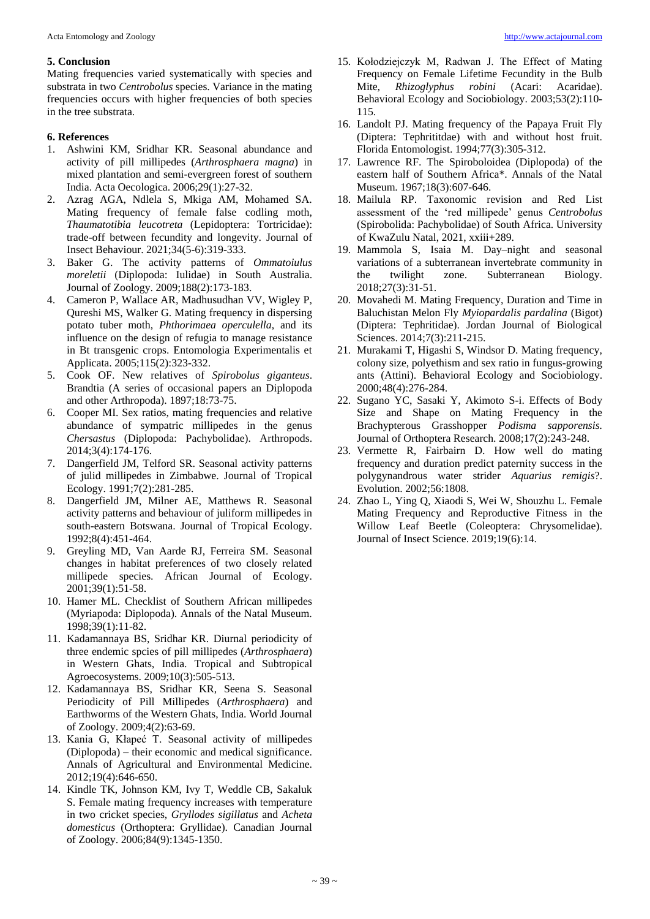## 5. Conclusion

Mating frequencies varied systematically with species and substrata in two *Centrobolus* species. Variance in the mating frequencies occurs with higher frequencies of both species in the tree substrata.

## 6. References

1. Ashwini KM, Sridhar KR. Seasonal abundance and activity of pill millipedes (*Arthrosphaera magna*) in mixed plantation and semi-evergreen forest of southern India. Acta Oecologica. 2006;29(1):27-32.
2. Azrag AGA, Ndlela S, Mkiga AM, Mohamed SA. Mating frequency of female false codling moth, *Thaumatotibia leucotreta* (Lepidoptera: Tortricidae): trade-off between fecundity and longevity. Journal of Insect Behaviour. 2021;34(5-6):319-333.
3. Baker G. The activity patterns of *Ommatoiulus moreletii* (Diplopoda: Iulidae) in South Australia. Journal of Zoology. 2009;188(2):173-183.
4. Cameron P, Wallace AR, Madhusudhan VV, Wigley P, Qureshi MS, Walker G. Mating frequency in dispersing potato tuber moth, *Phthorimaea operculella*, and its influence on the design of refugia to manage resistance in Bt transgenic crops. Entomologia Experimentalis et Applicata. 2005;115(2):323-332.
5. Cook OF. New relatives of *Spirobolus giganteus*. Brandtia (A series of occasional papers an Diplopoda and other Arthropoda). 1897;18:73-75.
6. Cooper MI. Sex ratios, mating frequencies and relative abundance of sympatric millipedes in the genus *Chersastus* (Diplopoda: Pachybolidae). Arthropods. 2014;3(4):174-176.
7. Dangerfield JM, Telford SR. Seasonal activity patterns of julid millipedes in Zimbabwe. Journal of Tropical Ecology. 1991;7(2):281-285.
8. Dangerfield JM, Milner AE, Matthews R. Seasonal activity patterns and behaviour of juliform millipedes in south-eastern Botswana. Journal of Tropical Ecology. 1992;8(4):451-464.
9. Greyling MD, Van Aarde RJ, Ferreira SM. Seasonal changes in habitat preferences of two closely related millipede species. African Journal of Ecology. 2001;39(1):51-58.
10. Hamer ML. Checklist of Southern African millipedes (Myriapoda: Diplopoda). Annals of the Natal Museum. 1998;39(1):11-82.
11. Kadamannaya BS, Sridhar KR. Diurnal periodicity of three endemic spcies of pill millipedes (*Arthrosphaera*) in Western Ghats, India. Tropical and Subtropical Agroecosystems. 2009;10(3):505-513.
12. Kadamannaya BS, Sridhar KR, Seena S. Seasonal Periodicity of Pill Millipedes (*Arthrosphaera*) and Earthworms of the Western Ghats, India. World Journal of Zoology. 2009;4(2):63-69.
13. Kania G, Kłapeć T. Seasonal activity of millipedes (Diplopoda) – their economic and medical significance. Annals of Agricultural and Environmental Medicine. 2012;19(4):646-650.
14. Kindle TK, Johnson KM, Ivy T, Weddle CB, Sakaluk S. Female mating frequency increases with temperature in two cricket species, *Gryllodes sigillatus* and *Acheta domesticus* (Orthoptera: Gryllidae). Canadian Journal of Zoology. 2006;84(9):1345-1350.
15. Kołodziejczyk M, Radwan J. The Effect of Mating Frequency on Female Lifetime Fecundity in the Bulb Mite, *Rhizoglyphus robini* (Acari: Acaridae). Behavioral Ecology and Sociobiology. 2003;53(2):110-115.
16. Landolt PJ. Mating frequency of the Papaya Fruit Fly (Diptera: Tephrititdae) with and without host fruit. Florida Entomologist. 1994;77(3):305-312.
17. Lawrence RF. The Spiroboloidea (Diplopoda) of the eastern half of Southern Africa*. Annals of the Natal Museum. 1967;18(3):607-646.
18. Mailula RP. Taxonomic revision and Red List assessment of the 'red millipede' genus *Centrobolus* (Spirobolida: Pachybolidae) of South Africa. University of KwaZulu Natal, 2021, xxiii+289.
19. Mammola S, Isaia M. Day–night and seasonal variations of a subterranean invertebrate community in the twilight zone. Subterranean Biology. 2018;27(3):31-51.
20. Movahedi M. Mating Frequency, Duration and Time in Baluchistan Melon Fly *Myiopardalis pardalina* (Bigot) (Diptera: Tephritidae). Jordan Journal of Biological Sciences. 2014;7(3):211-215.
21. Murakami T, Higashi S, Windsor D. Mating frequency, colony size, polyethism and sex ratio in fungus-growing ants (Attini). Behavioral Ecology and Sociobiology. 2000;48(4):276-284.
22. Sugano YC, Sasaki Y, Akimoto S-i. Effects of Body Size and Shape on Mating Frequency in the Brachypterous Grasshopper *Podisma sapporensis.* Journal of Orthoptera Research. 2008;17(2):243-248.
23. Vermette R, Fairbairn D. How well do mating frequency and duration predict paternity success in the polygynandrous water strider *Aquarius remigis*?. Evolution. 2002;56:1808.
24. Zhao L, Ying Q, Xiaodi S, Wei W, Shouzhu L. Female Mating Frequency and Reproductive Fitness in the Willow Leaf Beetle (Coleoptera: Chrysomelidae). Journal of Insect Science. 2019;19(6):14.